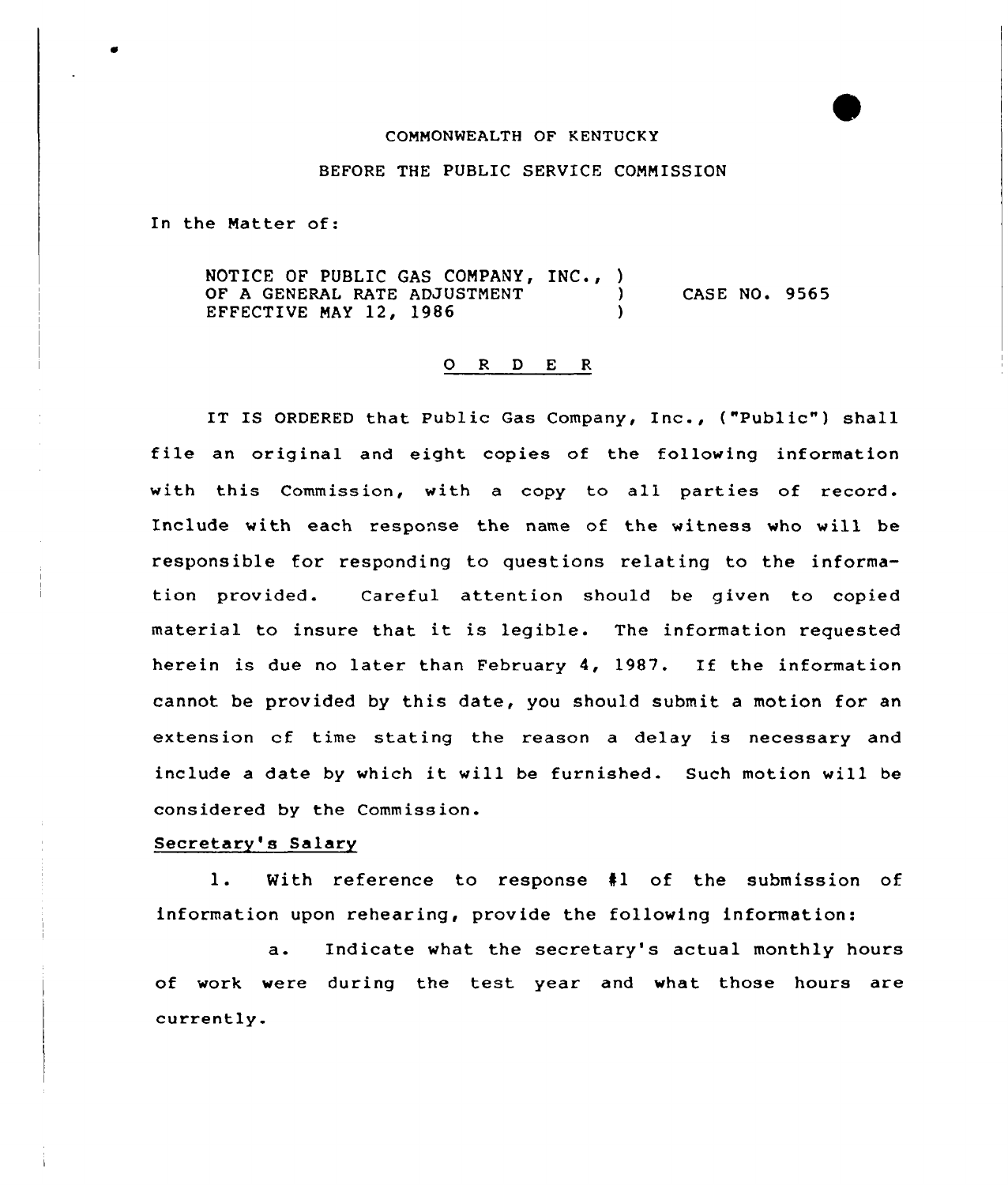COMMONWEALTH OF KENTUCKY

BEFORE THE PUBLIC SERVICE COMMISSION

In the Matter of:

NOTICE OF PUBLIC GAS COMPANY, INC., )
OF A GENERAL RATE ADJUSTMENT ) CASE NO. 9565
EFFECTIVE MAY 12, 1986 )

O R D E R

IT IS ORDERED that Public Gas Company, Inc., ("Public") shall file an original and eight copies of the following information with this Commission, with a copy to all parties of record. Include with each response the name of the witness who will be responsible for responding to questions relating to the information provided. Careful attention should be given to copied material to insure that it is legible. The information requested herein is due no later than February 4, 1987. If the information cannot be provided by this date, you should submit a motion for an extension of time stating the reason a delay is necessary and include a date by which it will be furnished. Such motion will be considered by the Commission.

Secretary's Salary

1. With reference to response #1 of the submission of information upon rehearing, provide the following information:

a. Indicate what the secretary's actual monthly hours of work were during the test year and what those hours are currently.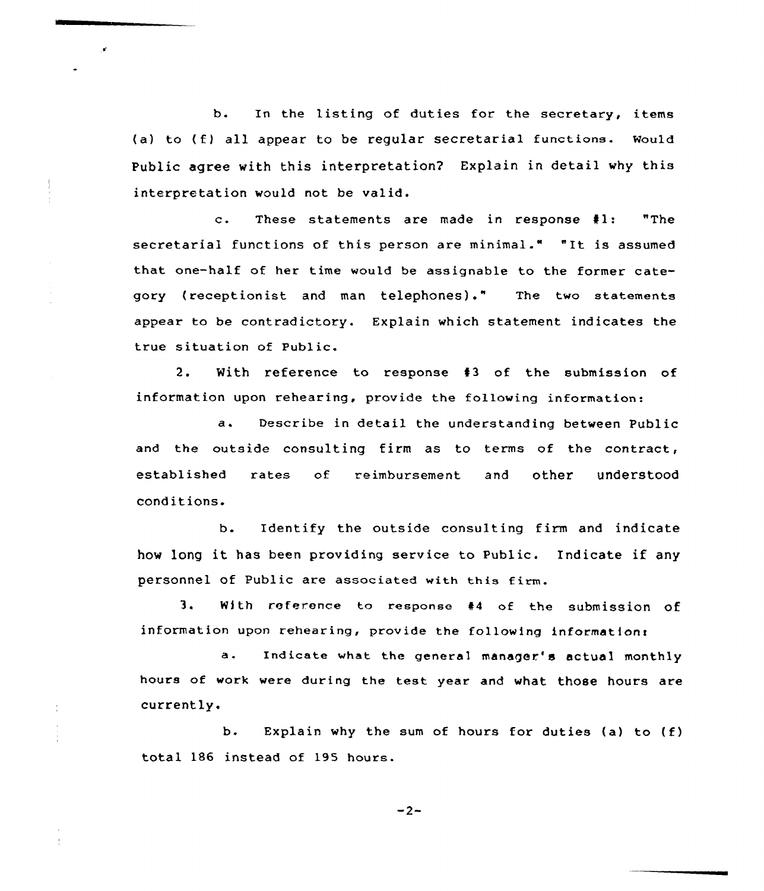b. In the listing of duties for the secretary, items (a) to (f) all appear to be regular secretarial functions. Would Public agree with this interpretation? Explain in detail why this interpretation would not be valid.

c. These statements are made in response #1: "The secretarial functions of this person are minimal." "It is assumed that one-half of her time would be assignable to the former category (receptionist and man telephones)." The two statements appear to be contradictory. Explain which statement indicates the true situation of Public.

2. With reference to response #3 of the submission of information upon rehearing, provide the following information:

a. Describe in detail the understanding between Public and the outside consulting firm as to terms of the contract, established rates of reimbursement and other understood conditions.

b. Identify the outside consulting firm and indicate how long it has been providing service to Public. Indicate if any personnel of Public are associated with this firm.

3. With reference to response #4 of the submission of information upon rehearing, provide the following information:

a. Indicate what the general manager's actual monthly hours of work were during the test year and what those hours are currently.

b. Explain why the sum of hours for duties (a) to (f) total 186 instead of 195 hours.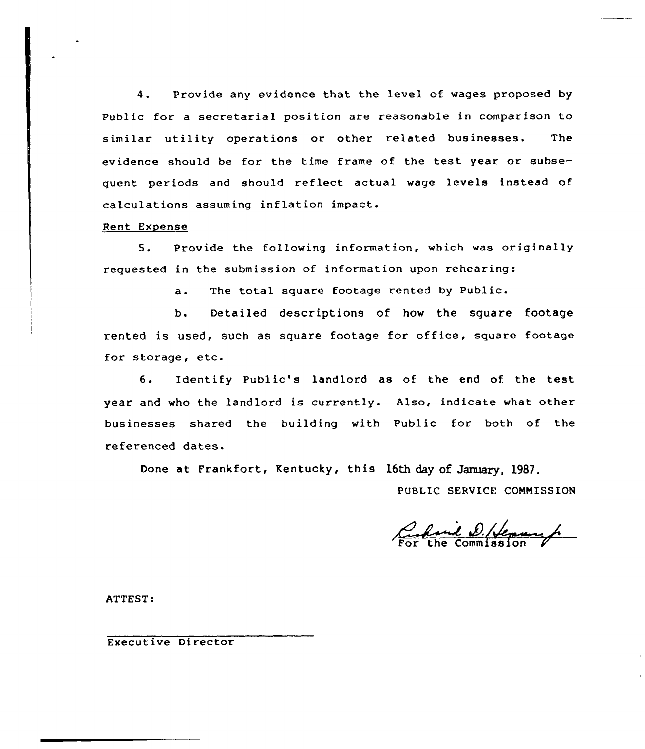4. Provide any evidence that the level of wages proposed by Public for a secretarial position are reasonable in comparison to similar utility operations or other related businesses. The evidence should be for the time frame of the test year or subsequent periods and should reflect actual wage levels instead of calculations assuming inflation impact.

Rent Expense

5. Provide the following information, which was originally requested in the submission of information upon rehearing:

a. The total square footage rented by Public.

b. Detailed descriptions of how the square footage rented is used, such as square footage for office, square footage for storage, etc.

6. Identify Public's landlord as of the end of the test year and who the landlord is currently. Also, indicate what other businesses shared the building with Public for both of the referenced dates.

Done at Frankfort, Kentucky, this 16th day of January, 1987.

PUBLIC SERVICE COMMISSION

For the Commission

ATTEST:

Executive Director